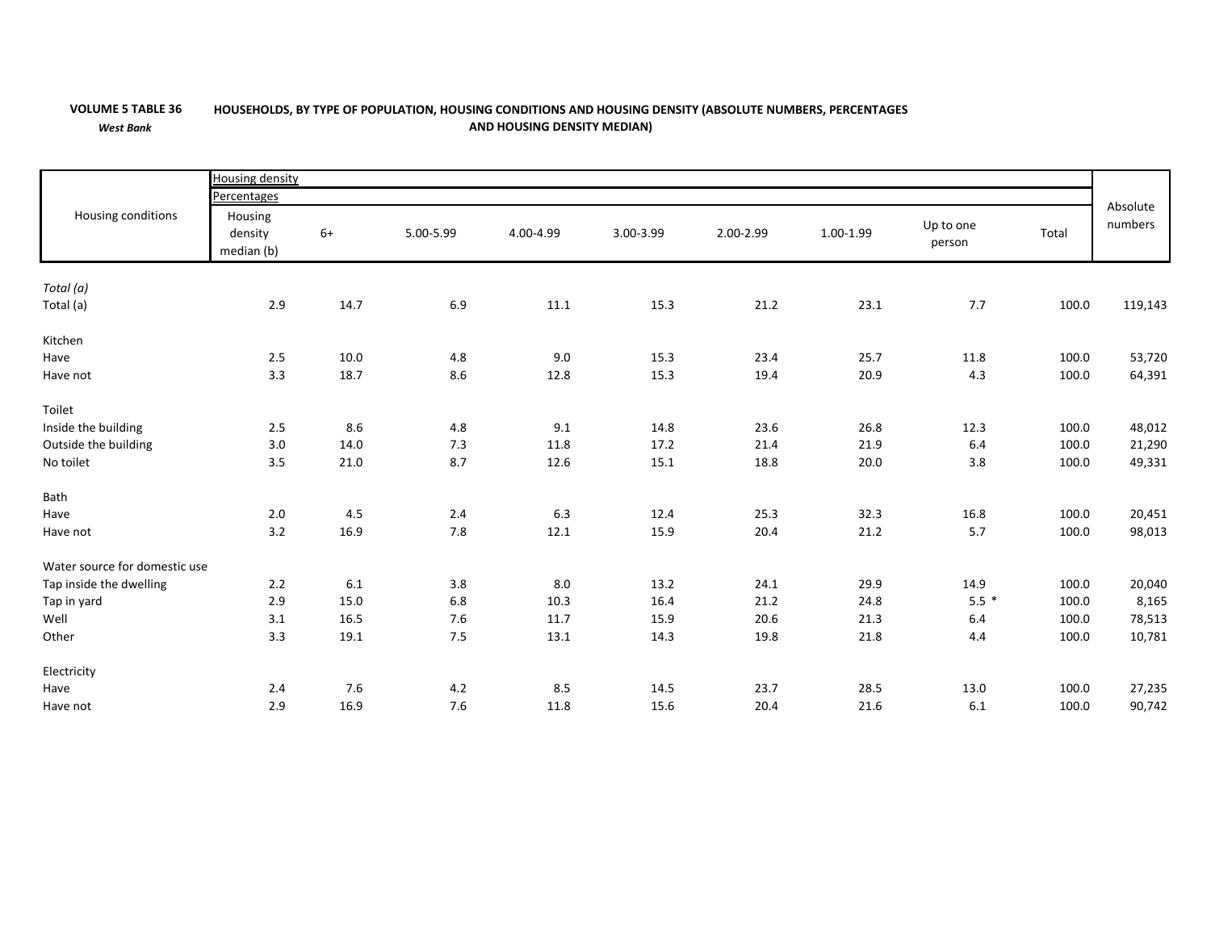**VOLUME 5 TABLE 36** **HOUSEHOLDS, BY TYPE OF POPULATION, HOUSING CONDITIONS AND HOUSING DENSITY (ABSOLUTE NUMBERS, PERCENTAGES AND HOUSING DENSITY MEDIAN)**

***West Bank***

| Housing conditions | Housing density | | | | | | | | | Absolute numbers |
|---|---|---|---|---|---|---|---|---|---|---|
| | Percentages | | | | | | | | | |
| | Housing density median (b) | 6+ | 5.00-5.99 | 4.00-4.99 | 3.00-3.99 | 2.00-2.99 | 1.00-1.99 | Up to one person | Total | |
| *Total (a)* | | | | | | | | | | |
| Total (a) | 2.9 | 14.7 | 6.9 | 11.1 | 15.3 | 21.2 | 23.1 | 7.7 | 100.0 | 119,143 |
| Kitchen | | | | | | | | | | |
| Have | 2.5 | 10.0 | 4.8 | 9.0 | 15.3 | 23.4 | 25.7 | 11.8 | 100.0 | 53,720 |
| Have not | 3.3 | 18.7 | 8.6 | 12.8 | 15.3 | 19.4 | 20.9 | 4.3 | 100.0 | 64,391 |
| Toilet | | | | | | | | | | |
| Inside the building | 2.5 | 8.6 | 4.8 | 9.1 | 14.8 | 23.6 | 26.8 | 12.3 | 100.0 | 48,012 |
| Outside the building | 3.0 | 14.0 | 7.3 | 11.8 | 17.2 | 21.4 | 21.9 | 6.4 | 100.0 | 21,290 |
| No toilet | 3.5 | 21.0 | 8.7 | 12.6 | 15.1 | 18.8 | 20.0 | 3.8 | 100.0 | 49,331 |
| Bath | | | | | | | | | | |
| Have | 2.0 | 4.5 | 2.4 | 6.3 | 12.4 | 25.3 | 32.3 | 16.8 | 100.0 | 20,451 |
| Have not | 3.2 | 16.9 | 7.8 | 12.1 | 15.9 | 20.4 | 21.2 | 5.7 | 100.0 | 98,013 |
| Water source for domestic use | | | | | | | | | | |
| Tap inside the dwelling | 2.2 | 6.1 | 3.8 | 8.0 | 13.2 | 24.1 | 29.9 | 14.9 | 100.0 | 20,040 |
| Tap in yard | 2.9 | 15.0 | 6.8 | 10.3 | 16.4 | 21.2 | 24.8 | 5.5 * | 100.0 | 8,165 |
| Well | 3.1 | 16.5 | 7.6 | 11.7 | 15.9 | 20.6 | 21.3 | 6.4 | 100.0 | 78,513 |
| Other | 3.3 | 19.1 | 7.5 | 13.1 | 14.3 | 19.8 | 21.8 | 4.4 | 100.0 | 10,781 |
| Electricity | | | | | | | | | | |
| Have | 2.4 | 7.6 | 4.2 | 8.5 | 14.5 | 23.7 | 28.5 | 13.0 | 100.0 | 27,235 |
| Have not | 2.9 | 16.9 | 7.6 | 11.8 | 15.6 | 20.4 | 21.6 | 6.1 | 100.0 | 90,742 |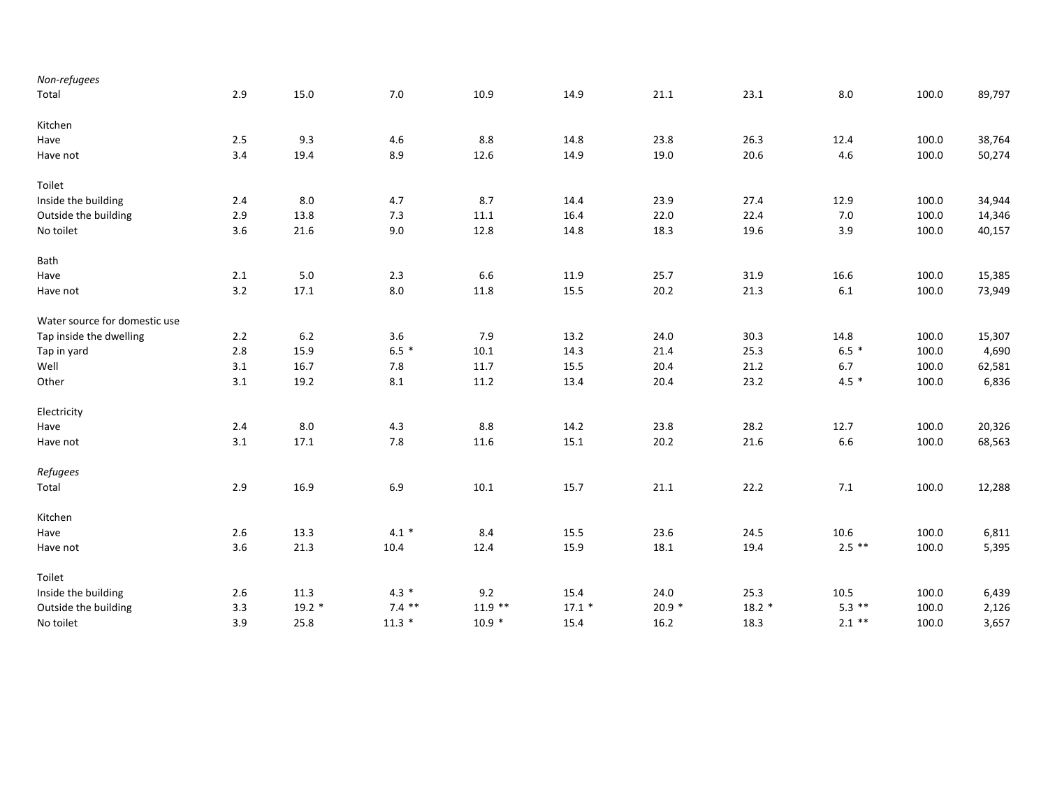| | | | | | | | | | | |
|---|---|---|---|---|---|---|---|---|---|---|
| *Non-refugees* | | | | | | | | | | |
| Total | 2.9 | 15.0 | 7.0 | 10.9 | 14.9 | 21.1 | 23.1 | 8.0 | 100.0 | 89,797 |
| | | | | | | | | | | |
| Kitchen | | | | | | | | | | |
| Have | 2.5 | 9.3 | 4.6 | 8.8 | 14.8 | 23.8 | 26.3 | 12.4 | 100.0 | 38,764 |
| Have not | 3.4 | 19.4 | 8.9 | 12.6 | 14.9 | 19.0 | 20.6 | 4.6 | 100.0 | 50,274 |
| | | | | | | | | | | |
| Toilet | | | | | | | | | | |
| Inside the building | 2.4 | 8.0 | 4.7 | 8.7 | 14.4 | 23.9 | 27.4 | 12.9 | 100.0 | 34,944 |
| Outside the building | 2.9 | 13.8 | 7.3 | 11.1 | 16.4 | 22.0 | 22.4 | 7.0 | 100.0 | 14,346 |
| No toilet | 3.6 | 21.6 | 9.0 | 12.8 | 14.8 | 18.3 | 19.6 | 3.9 | 100.0 | 40,157 |
| | | | | | | | | | | |
| Bath | | | | | | | | | | |
| Have | 2.1 | 5.0 | 2.3 | 6.6 | 11.9 | 25.7 | 31.9 | 16.6 | 100.0 | 15,385 |
| Have not | 3.2 | 17.1 | 8.0 | 11.8 | 15.5 | 20.2 | 21.3 | 6.1 | 100.0 | 73,949 |
| | | | | | | | | | | |
| Water source for domestic use | | | | | | | | | | |
| Tap inside the dwelling | 2.2 | 6.2 | 3.6 | 7.9 | 13.2 | 24.0 | 30.3 | 14.8 | 100.0 | 15,307 |
| Tap in yard | 2.8 | 15.9 | 6.5 * | 10.1 | 14.3 | 21.4 | 25.3 | 6.5 * | 100.0 | 4,690 |
| Well | 3.1 | 16.7 | 7.8 | 11.7 | 15.5 | 20.4 | 21.2 | 6.7 | 100.0 | 62,581 |
| Other | 3.1 | 19.2 | 8.1 | 11.2 | 13.4 | 20.4 | 23.2 | 4.5 * | 100.0 | 6,836 |
| | | | | | | | | | | |
| Electricity | | | | | | | | | | |
| Have | 2.4 | 8.0 | 4.3 | 8.8 | 14.2 | 23.8 | 28.2 | 12.7 | 100.0 | 20,326 |
| Have not | 3.1 | 17.1 | 7.8 | 11.6 | 15.1 | 20.2 | 21.6 | 6.6 | 100.0 | 68,563 |
| | | | | | | | | | | |
| *Refugees* | | | | | | | | | | |
| Total | 2.9 | 16.9 | 6.9 | 10.1 | 15.7 | 21.1 | 22.2 | 7.1 | 100.0 | 12,288 |
| | | | | | | | | | | |
| Kitchen | | | | | | | | | | |
| Have | 2.6 | 13.3 | 4.1 * | 8.4 | 15.5 | 23.6 | 24.5 | 10.6 | 100.0 | 6,811 |
| Have not | 3.6 | 21.3 | 10.4 | 12.4 | 15.9 | 18.1 | 19.4 | 2.5 ** | 100.0 | 5,395 |
| | | | | | | | | | | |
| Toilet | | | | | | | | | | |
| Inside the building | 2.6 | 11.3 | 4.3 * | 9.2 | 15.4 | 24.0 | 25.3 | 10.5 | 100.0 | 6,439 |
| Outside the building | 3.3 | 19.2 * | 7.4 ** | 11.9 ** | 17.1 * | 20.9 * | 18.2 * | 5.3 ** | 100.0 | 2,126 |
| No toilet | 3.9 | 25.8 | 11.3 * | 10.9 * | 15.4 | 16.2 | 18.3 | 2.1 ** | 100.0 | 3,657 |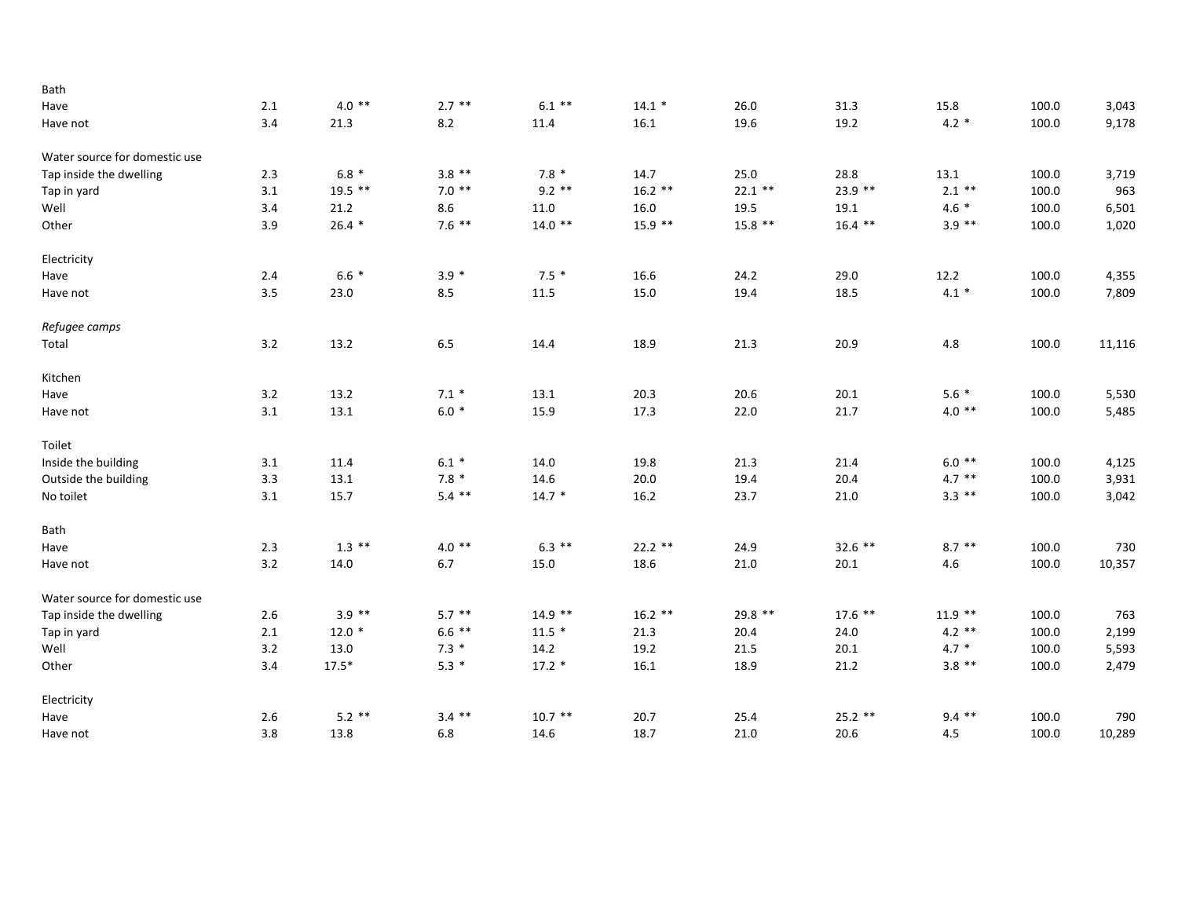| | | | | | | | | | | |
|---|---|---|---|---|---|---|---|---|---|---|
| Bath | | | | | | | | | | |
| Have | 2.1 | 4.0 ** | 2.7 ** | 6.1 ** | 14.1 * | 26.0 | 31.3 | 15.8 | 100.0 | 3,043 |
| Have not | 3.4 | 21.3 | 8.2 | 11.4 | 16.1 | 19.6 | 19.2 | 4.2 * | 100.0 | 9,178 |
| | | | | | | | | | | |
| Water source for domestic use | | | | | | | | | | |
| Tap inside the dwelling | 2.3 | 6.8 * | 3.8 ** | 7.8 * | 14.7 | 25.0 | 28.8 | 13.1 | 100.0 | 3,719 |
| Tap in yard | 3.1 | 19.5 ** | 7.0 ** | 9.2 ** | 16.2 ** | 22.1 ** | 23.9 ** | 2.1 ** | 100.0 | 963 |
| Well | 3.4 | 21.2 | 8.6 | 11.0 | 16.0 | 19.5 | 19.1 | 4.6 * | 100.0 | 6,501 |
| Other | 3.9 | 26.4 * | 7.6 ** | 14.0 ** | 15.9 ** | 15.8 ** | 16.4 ** | 3.9 ** | 100.0 | 1,020 |
| | | | | | | | | | | |
| Electricity | | | | | | | | | | |
| Have | 2.4 | 6.6 * | 3.9 * | 7.5 * | 16.6 | 24.2 | 29.0 | 12.2 | 100.0 | 4,355 |
| Have not | 3.5 | 23.0 | 8.5 | 11.5 | 15.0 | 19.4 | 18.5 | 4.1 * | 100.0 | 7,809 |
| | | | | | | | | | | |
| *Refugee camps* | | | | | | | | | | |
| Total | 3.2 | 13.2 | 6.5 | 14.4 | 18.9 | 21.3 | 20.9 | 4.8 | 100.0 | 11,116 |
| | | | | | | | | | | |
| Kitchen | | | | | | | | | | |
| Have | 3.2 | 13.2 | 7.1 * | 13.1 | 20.3 | 20.6 | 20.1 | 5.6 * | 100.0 | 5,530 |
| Have not | 3.1 | 13.1 | 6.0 * | 15.9 | 17.3 | 22.0 | 21.7 | 4.0 ** | 100.0 | 5,485 |
| | | | | | | | | | | |
| Toilet | | | | | | | | | | |
| Inside the building | 3.1 | 11.4 | 6.1 * | 14.0 | 19.8 | 21.3 | 21.4 | 6.0 ** | 100.0 | 4,125 |
| Outside the building | 3.3 | 13.1 | 7.8 * | 14.6 | 20.0 | 19.4 | 20.4 | 4.7 ** | 100.0 | 3,931 |
| No toilet | 3.1 | 15.7 | 5.4 ** | 14.7 * | 16.2 | 23.7 | 21.0 | 3.3 ** | 100.0 | 3,042 |
| | | | | | | | | | | |
| Bath | | | | | | | | | | |
| Have | 2.3 | 1.3 ** | 4.0 ** | 6.3 ** | 22.2 ** | 24.9 | 32.6 ** | 8.7 ** | 100.0 | 730 |
| Have not | 3.2 | 14.0 | 6.7 | 15.0 | 18.6 | 21.0 | 20.1 | 4.6 | 100.0 | 10,357 |
| | | | | | | | | | | |
| Water source for domestic use | | | | | | | | | | |
| Tap inside the dwelling | 2.6 | 3.9 ** | 5.7 ** | 14.9 ** | 16.2 ** | 29.8 ** | 17.6 ** | 11.9 ** | 100.0 | 763 |
| Tap in yard | 2.1 | 12.0 * | 6.6 ** | 11.5 * | 21.3 | 20.4 | 24.0 | 4.2 ** | 100.0 | 2,199 |
| Well | 3.2 | 13.0 | 7.3 * | 14.2 | 19.2 | 21.5 | 20.1 | 4.7 * | 100.0 | 5,593 |
| Other | 3.4 | 17.5* | 5.3 * | 17.2 * | 16.1 | 18.9 | 21.2 | 3.8 ** | 100.0 | 2,479 |
| | | | | | | | | | | |
| Electricity | | | | | | | | | | |
| Have | 2.6 | 5.2 ** | 3.4 ** | 10.7 ** | 20.7 | 25.4 | 25.2 ** | 9.4 ** | 100.0 | 790 |
| Have not | 3.8 | 13.8 | 6.8 | 14.6 | 18.7 | 21.0 | 20.6 | 4.5 | 100.0 | 10,289 |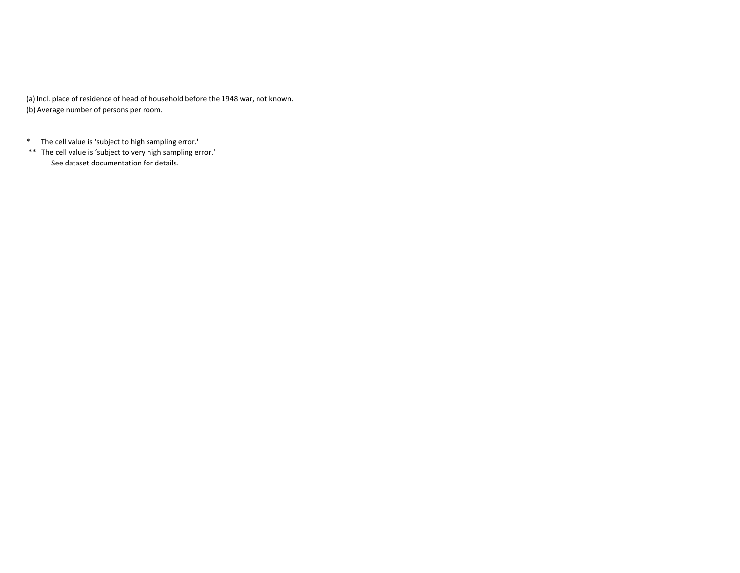(a) Incl. place of residence of head of household before the 1948 war, not known.
(b) Average number of persons per room.

*     The cell value is ‘subject to high sampling error.'
**   The cell value is ‘subject to very high sampling error.'
See dataset documentation for details.